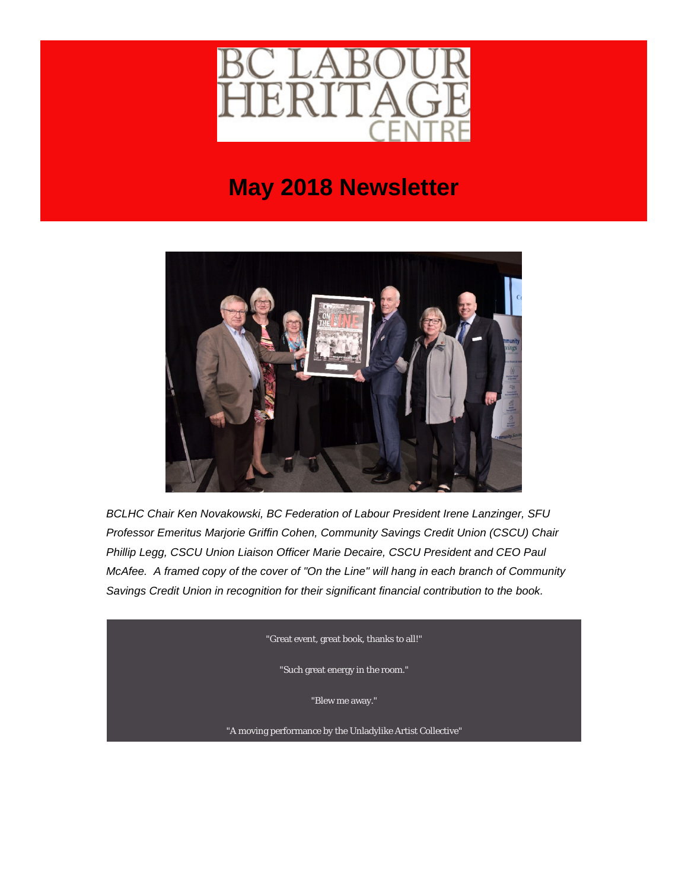# BC LABOUR HERITAGE CENTRE

## May 2018 Newsletter

*BCLHC Chair Ken Novakowski, BC Federation of Labour President Irene Lanzinger, SFU Professor Emeritus Marjorie Griffin Cohen, Community Savings Credit Union (CSCU) Chair Phillip Legg, CSCU Union Liaison Officer Marie Decaire, CSCU President and CEO Paul McAfee. A framed copy of the cover of "On the Line" will hang in each branch of Community Savings Credit Union in recognition for their significant financial contribution to the book.*

"Great event, great book, thanks to all!"

"Such great energy in the room."

"Blew me away."

"A moving performance by the Unladylike Artist Collective"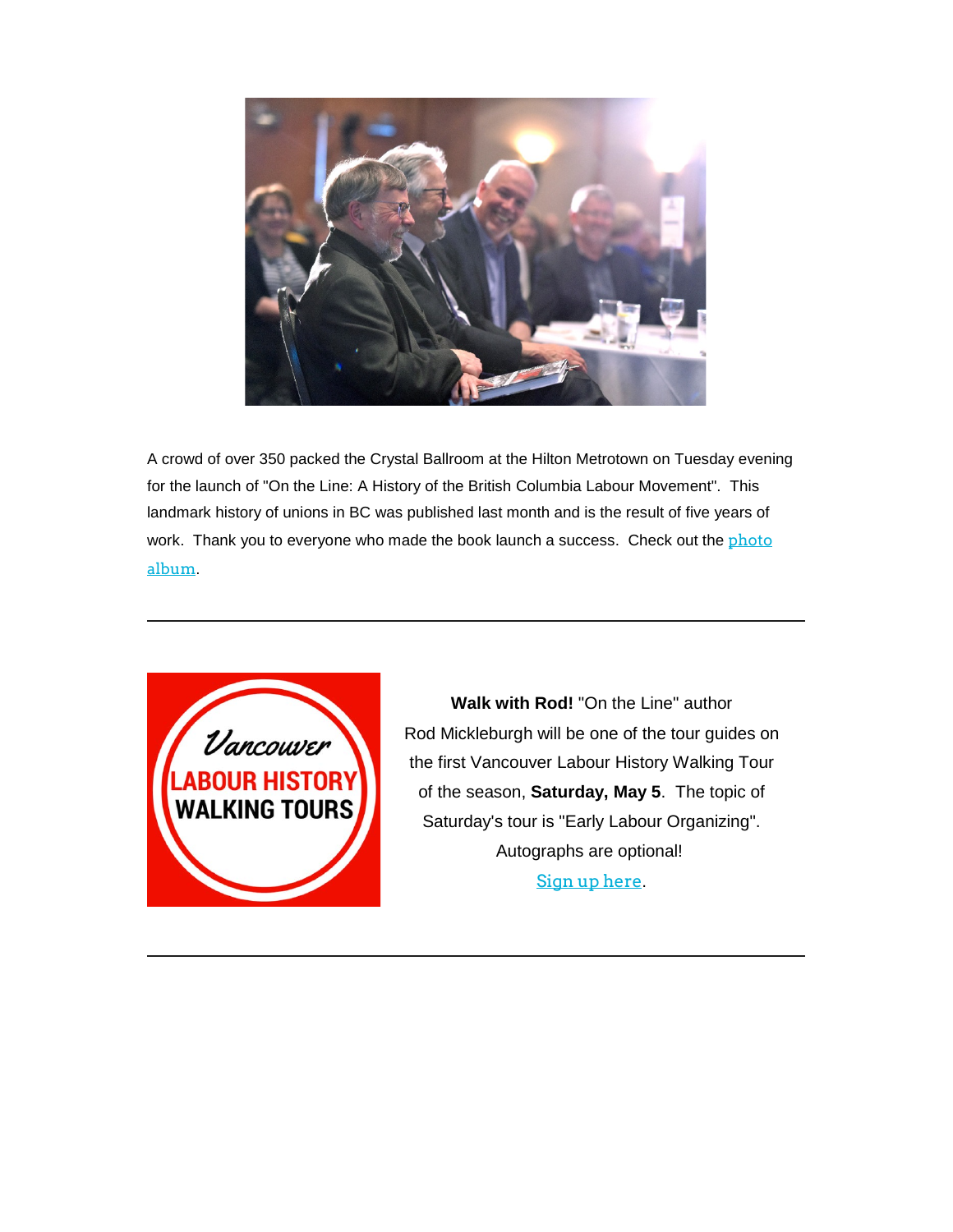A crowd of over 350 packed the Crystal Ballroom at the Hilton Metrotown on Tuesday evening for the launch of "On the Line: A History of the British Columbia Labour Movement". This landmark history of unions in BC was published last month and is the result of five years of work. Thank you to everyone who made the book launch a success. Check out the photo album.

---

**Walk with Rod!** "On the Line" author Rod Mickleburgh will be one of the tour guides on the first Vancouver Labour History Walking Tour of the season, **Saturday, May 5**. The topic of Saturday's tour is "Early Labour Organizing". Autographs are optional!

Sign up here.

---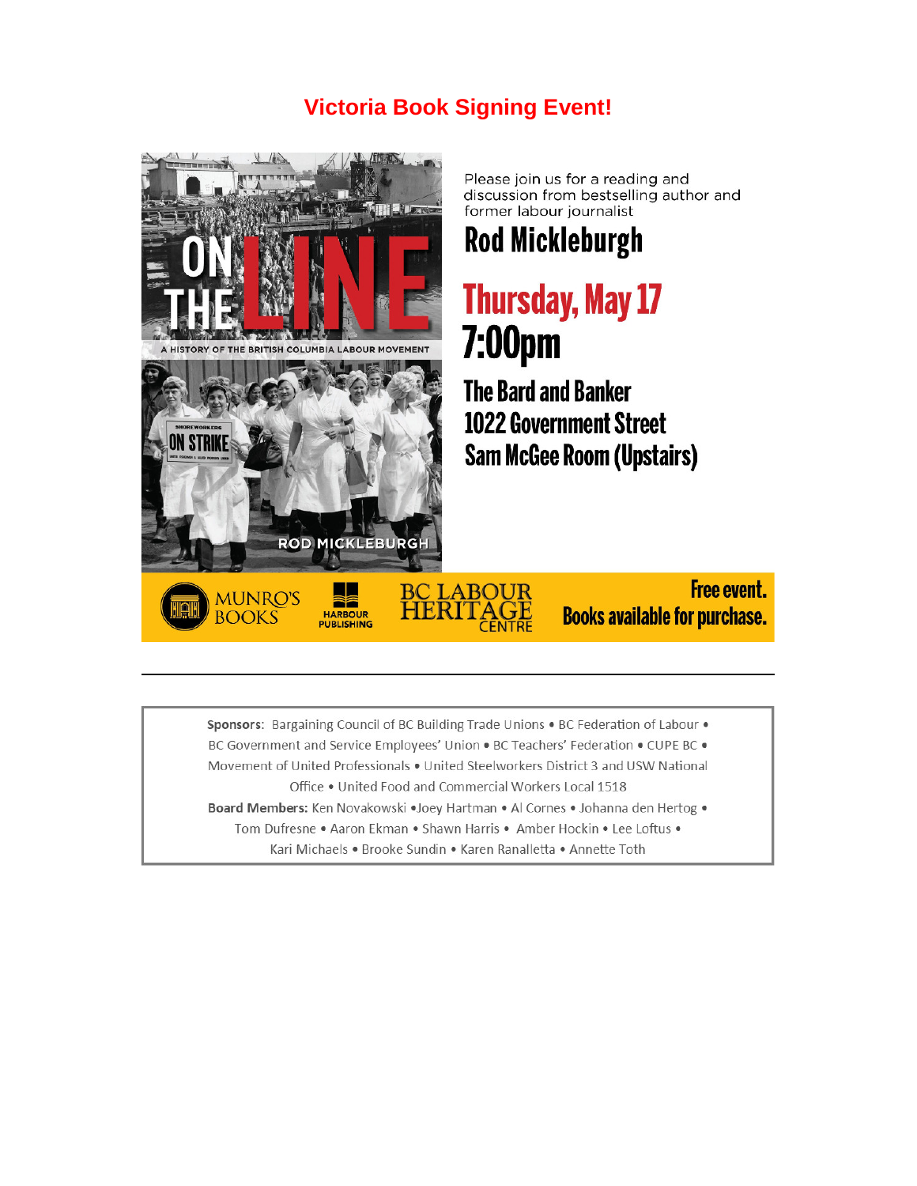# Victoria Book Signing Event!

ON THE LINE

A HISTORY OF THE BRITISH COLUMBIA LABOUR MOVEMENT

ROD MICKLEBURGH

Please join us for a reading and discussion from bestselling author and former labour journalist

## Rod Mickleburgh

## Thursday, May 17
## 7:00pm

### The Bard and Banker
### 1022 Government Street
### Sam McGee Room (Upstairs)

MUNRO'S BOOKS • HARBOUR PUBLISHING • BC LABOUR HERITAGE CENTRE

**Free event.**
**Books available for purchase.**

---

**Sponsors**: Bargaining Council of BC Building Trade Unions • BC Federation of Labour • BC Government and Service Employees' Union • BC Teachers' Federation • CUPE BC • Movement of United Professionals • United Steelworkers District 3 and USW National Office • United Food and Commercial Workers Local 1518

**Board Members:** Ken Novakowski •Joey Hartman • Al Cornes • Johanna den Hertog • Tom Dufresne • Aaron Ekman • Shawn Harris • Amber Hockin • Lee Loftus • Kari Michaels • Brooke Sundin • Karen Ranalletta • Annette Toth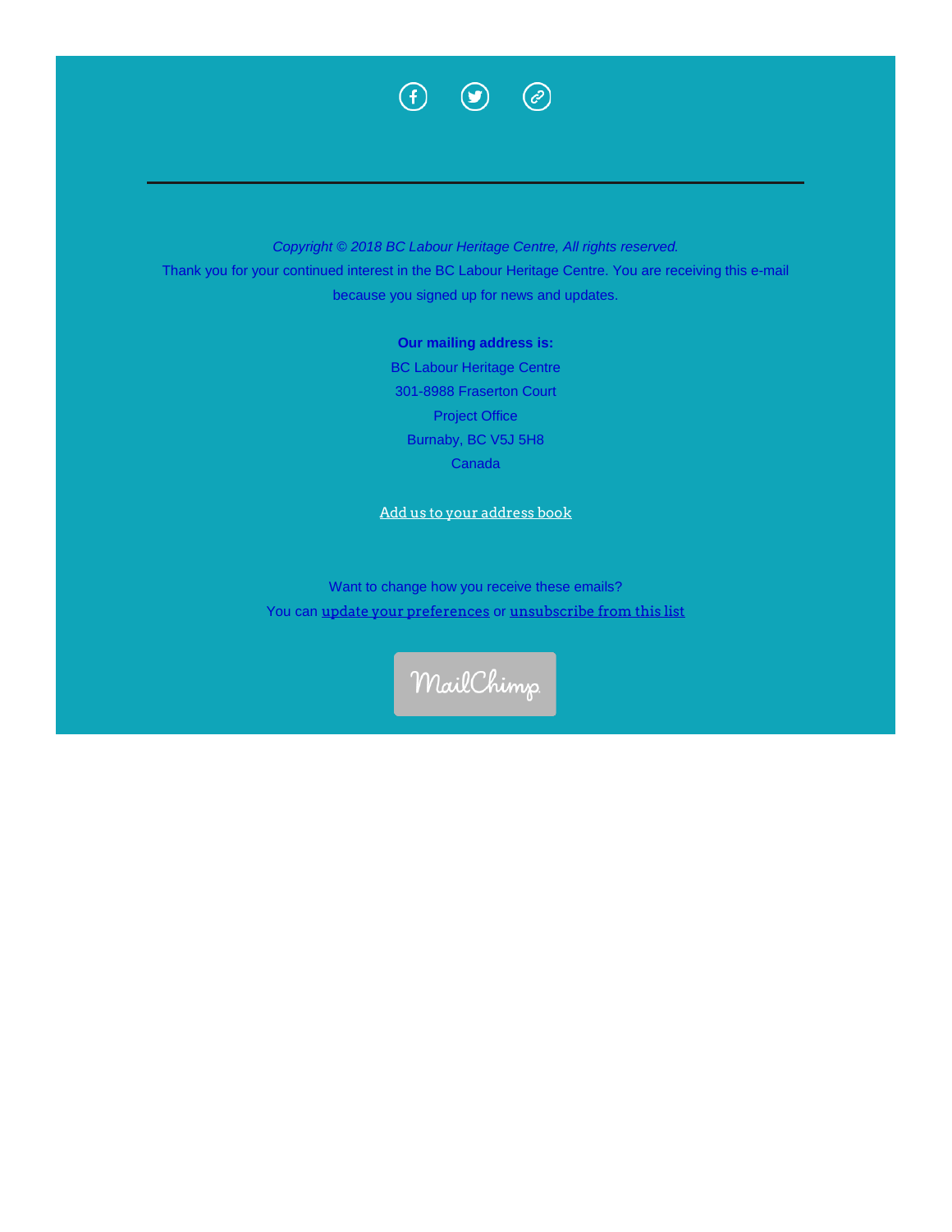*Copyright © 2018 BC Labour Heritage Centre, All rights reserved.*
Thank you for your continued interest in the BC Labour Heritage Centre. You are receiving this e-mail because you signed up for news and updates.

**Our mailing address is:**
BC Labour Heritage Centre
301-8988 Fraserton Court
Project Office
Burnaby, BC V5J 5H8
Canada

Add us to your address book

Want to change how you receive these emails?
You can update your preferences or unsubscribe from this list

MailChimp